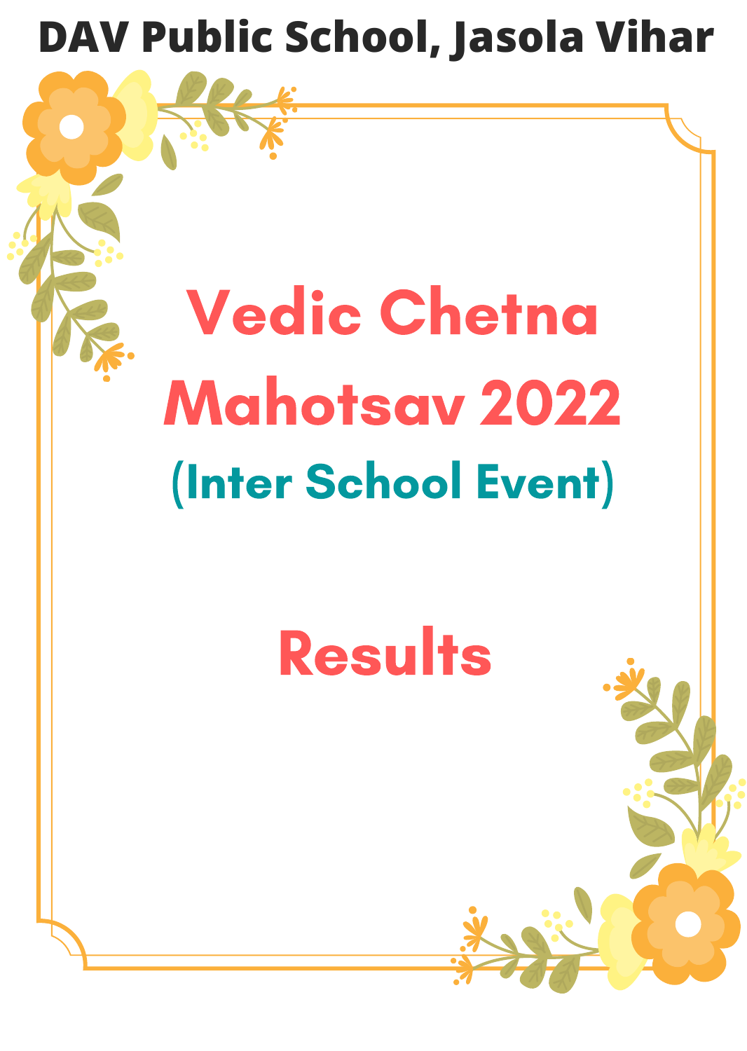# DAV Public School, Jasola Vihar

# Vedic Chetna Mahotsav 2022

## (Inter School Event)

# Results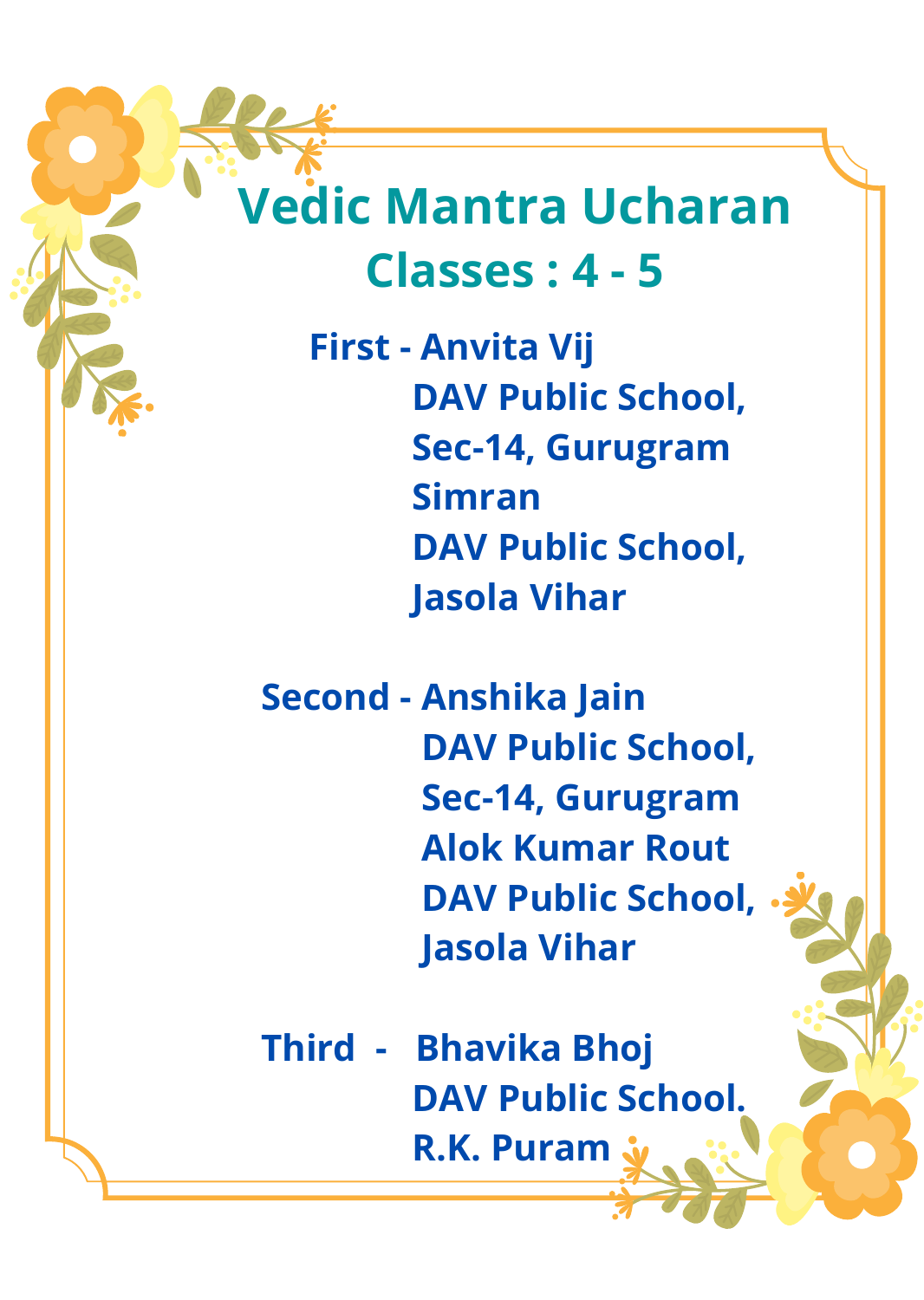# Vedic Mantra Ucharan

## Classes : 4 - 5

**First -** Anvita Vij
DAV Public School,
Sec-14, Gurugram
Simran
DAV Public School,
Jasola Vihar

**Second -** Anshika Jain
DAV Public School,
Sec-14, Gurugram
Alok Kumar Rout
DAV Public School,
Jasola Vihar

**Third -** Bhavika Bhoj
DAV Public School.
R.K. Puram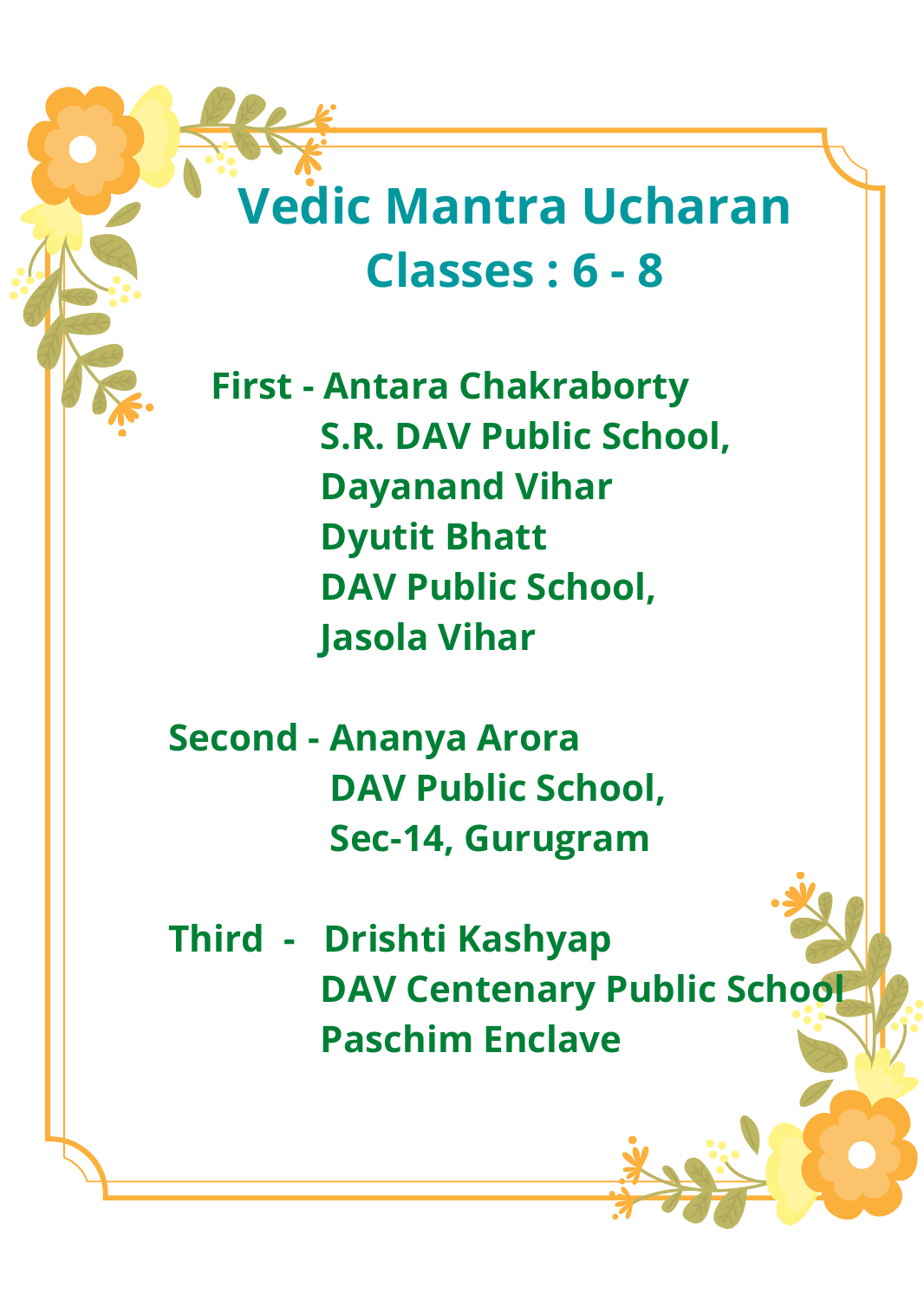# Vedic Mantra Ucharan

## Classes : 6 - 8

**First -** Antara Chakraborty
S.R. DAV Public School,
Dayanand Vihar
Dyutit Bhatt
DAV Public School,
Jasola Vihar

**Second -** Ananya Arora
DAV Public School,
Sec-14, Gurugram

**Third -** Drishti Kashyap
DAV Centenary Public School
Paschim Enclave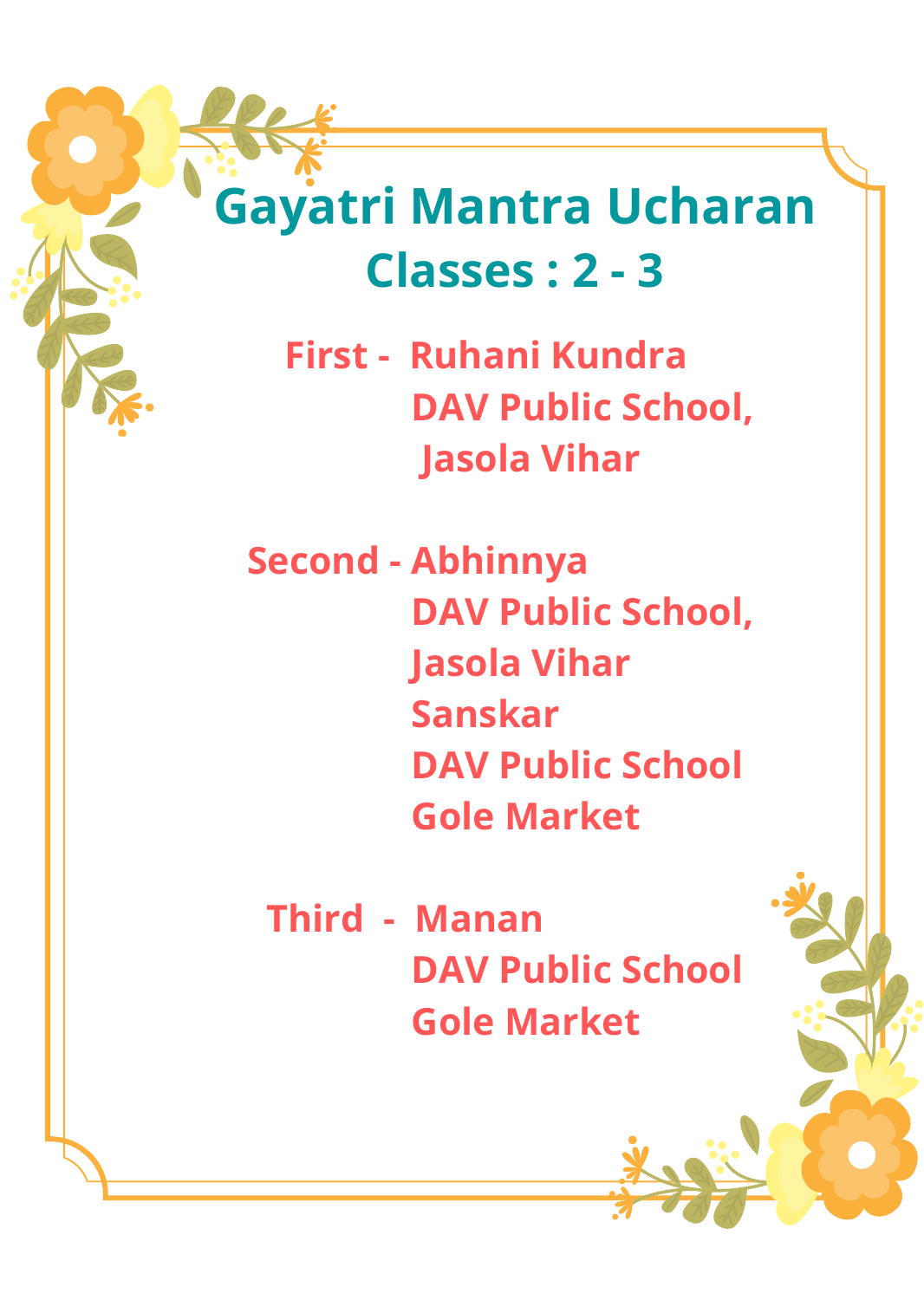# Gayatri Mantra Ucharan

## Classes : 2 - 3

**First -** Ruhani Kundra
DAV Public School,
Jasola Vihar

**Second -** Abhinnya
DAV Public School,
Jasola Vihar
Sanskar
DAV Public School
Gole Market

**Third -** Manan
DAV Public School
Gole Market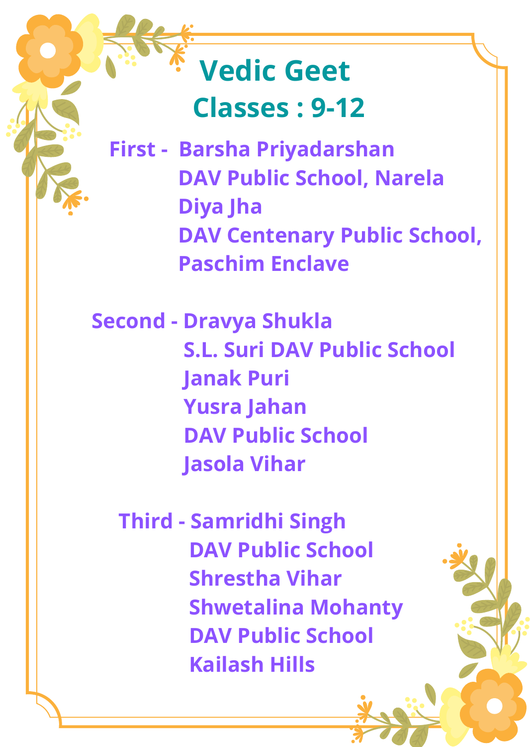# Vedic Geet

## Classes : 9-12

**First -** Barsha Priyadarshan
DAV Public School, Narela
Diya Jha
DAV Centenary Public School,
Paschim Enclave

**Second -** Dravya Shukla
S.L. Suri DAV Public School
Janak Puri
Yusra Jahan
DAV Public School
Jasola Vihar

**Third -** Samridhi Singh
DAV Public School
Shrestha Vihar
Shwetalina Mohanty
DAV Public School
Kailash Hills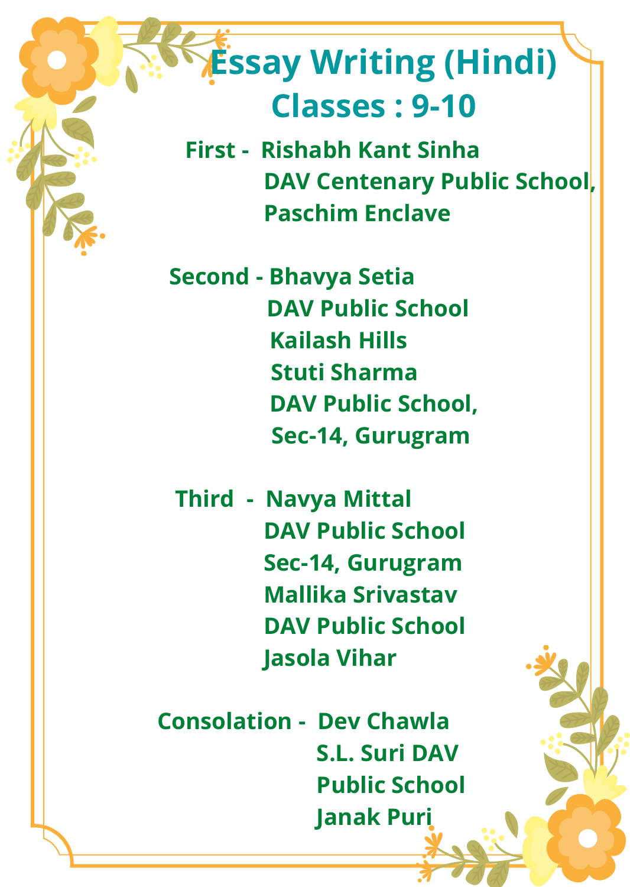# Essay Writing (Hindi)

## Classes : 9-10

**First -** Rishabh Kant Sinha
DAV Centenary Public School,
Paschim Enclave

**Second -** Bhavya Setia
DAV Public School
Kailash Hills
Stuti Sharma
DAV Public School,
Sec-14, Gurugram

**Third -** Navya Mittal
DAV Public School
Sec-14, Gurugram
Mallika Srivastav
DAV Public School
Jasola Vihar

**Consolation -** Dev Chawla
S.L. Suri DAV
Public School
Janak Puri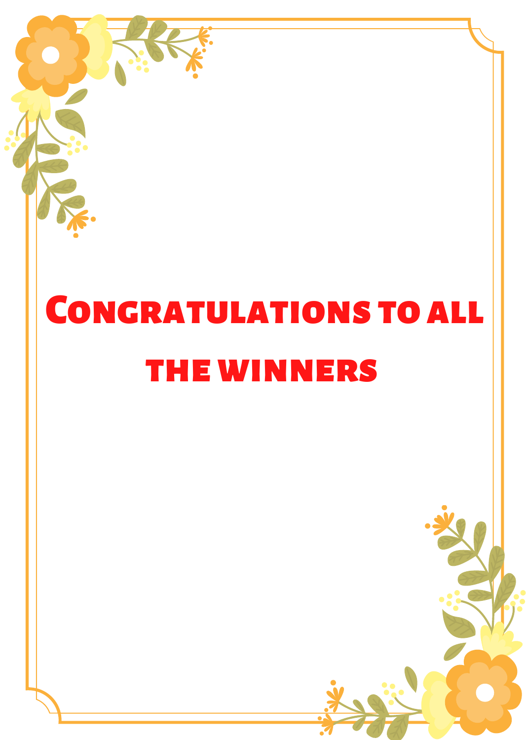# Congratulations to all the winners